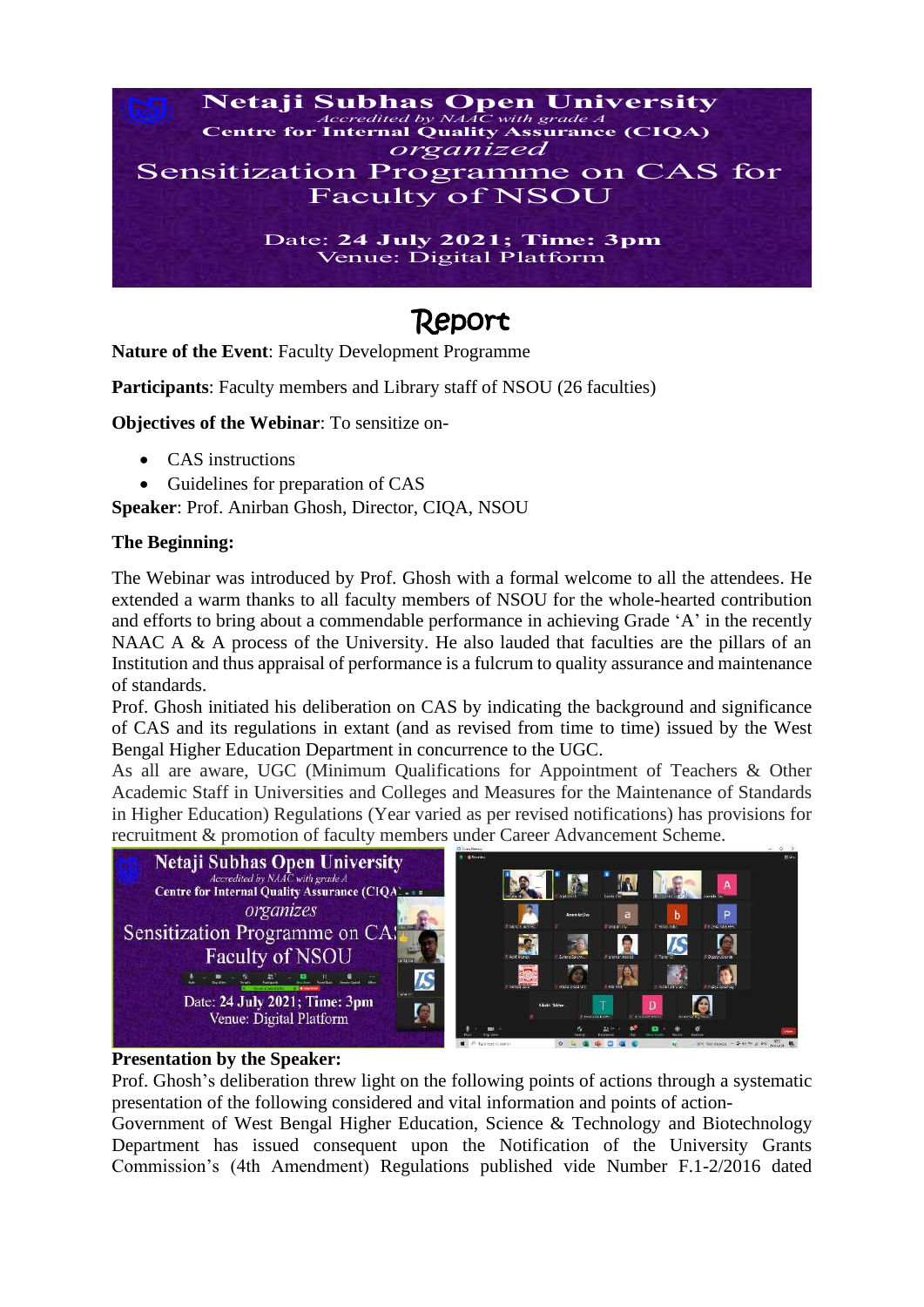**Netaji Subhas Open University**

*Accredited by NAAC with grade A*

**Centre for Internal Quality Assurance (CIQA)**

*organized*

**Sensitization Programme on CAS for Faculty of NSOU**

Date: **24 July 2021; Time: 3pm**

Venue: Digital Platform

# Report

**Nature of the Event**: Faculty Development Programme

**Participants**: Faculty members and Library staff of NSOU (26 faculties)

**Objectives of the Webinar**: To sensitize on-

- CAS instructions
- Guidelines for preparation of CAS

**Speaker**: Prof. Anirban Ghosh, Director, CIQA, NSOU

**The Beginning:**

The Webinar was introduced by Prof. Ghosh with a formal welcome to all the attendees. He extended a warm thanks to all faculty members of NSOU for the whole-hearted contribution and efforts to bring about a commendable performance in achieving Grade 'A' in the recently NAAC A & A process of the University. He also lauded that faculties are the pillars of an Institution and thus appraisal of performance is a fulcrum to quality assurance and maintenance of standards.

Prof. Ghosh initiated his deliberation on CAS by indicating the background and significance of CAS and its regulations in extant (and as revised from time to time) issued by the West Bengal Higher Education Department in concurrence to the UGC.

As all are aware, UGC (Minimum Qualifications for Appointment of Teachers & Other Academic Staff in Universities and Colleges and Measures for the Maintenance of Standards in Higher Education) Regulations (Year varied as per revised notifications) has provisions for recruitment & promotion of faculty members under Career Advancement Scheme.

**Presentation by the Speaker:**

Prof. Ghosh's deliberation threw light on the following points of actions through a systematic presentation of the following considered and vital information and points of action-

Government of West Bengal Higher Education, Science & Technology and Biotechnology Department has issued consequent upon the Notification of the University Grants Commission's (4th Amendment) Regulations published vide Number F.1-2/2016 dated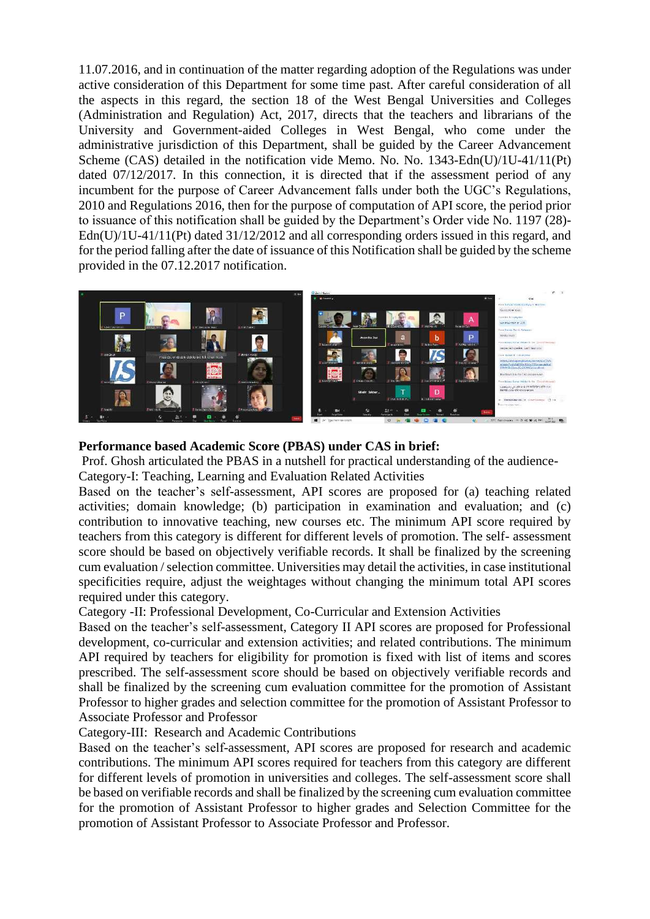11.07.2016, and in continuation of the matter regarding adoption of the Regulations was under active consideration of this Department for some time past. After careful consideration of all the aspects in this regard, the section 18 of the West Bengal Universities and Colleges (Administration and Regulation) Act, 2017, directs that the teachers and librarians of the University and Government-aided Colleges in West Bengal, who come under the administrative jurisdiction of this Department, shall be guided by the Career Advancement Scheme (CAS) detailed in the notification vide Memo. No. No. 1343-Edn(U)/1U-41/11(Pt) dated 07/12/2017. In this connection, it is directed that if the assessment period of any incumbent for the purpose of Career Advancement falls under both the UGC's Regulations, 2010 and Regulations 2016, then for the purpose of computation of API score, the period prior to issuance of this notification shall be guided by the Department's Order vide No. 1197 (28)-Edn(U)/1U-41/11(Pt) dated 31/12/2012 and all corresponding orders issued in this regard, and for the period falling after the date of issuance of this Notification shall be guided by the scheme provided in the 07.12.2017 notification.

**Performance based Academic Score (PBAS) under CAS in brief:**

Prof. Ghosh articulated the PBAS in a nutshell for practical understanding of the audience-

Category-I: Teaching, Learning and Evaluation Related Activities

Based on the teacher's self-assessment, API scores are proposed for (a) teaching related activities; domain knowledge; (b) participation in examination and evaluation; and (c) contribution to innovative teaching, new courses etc. The minimum API score required by teachers from this category is different for different levels of promotion. The self- assessment score should be based on objectively verifiable records. It shall be finalized by the screening cum evaluation / selection committee. Universities may detail the activities, in case institutional specificities require, adjust the weightages without changing the minimum total API scores required under this category.

Category -II: Professional Development, Co-Curricular and Extension Activities

Based on the teacher's self-assessment, Category II API scores are proposed for Professional development, co-curricular and extension activities; and related contributions. The minimum API required by teachers for eligibility for promotion is fixed with list of items and scores prescribed. The self-assessment score should be based on objectively verifiable records and shall be finalized by the screening cum evaluation committee for the promotion of Assistant Professor to higher grades and selection committee for the promotion of Assistant Professor to Associate Professor and Professor

Category-III: Research and Academic Contributions

Based on the teacher's self-assessment, API scores are proposed for research and academic contributions. The minimum API scores required for teachers from this category are different for different levels of promotion in universities and colleges. The self-assessment score shall be based on verifiable records and shall be finalized by the screening cum evaluation committee for the promotion of Assistant Professor to higher grades and Selection Committee for the promotion of Assistant Professor to Associate Professor and Professor.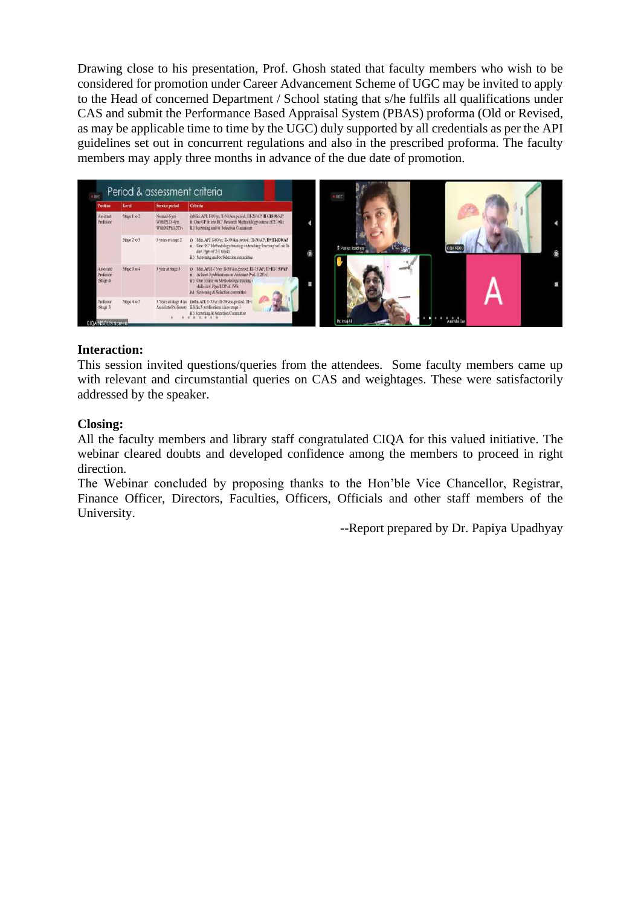Drawing close to his presentation, Prof. Ghosh stated that faculty members who wish to be considered for promotion under Career Advancement Scheme of UGC may be invited to apply to the Head of concerned Department / School stating that s/he fulfils all qualifications under CAS and submit the Performance Based Appraisal System (PBAS) proforma (Old or Revised, as may be applicable time to time by the UGC) duly supported by all credentials as per the API guidelines set out in concurrent regulations and also in the prescribed proforma. The faculty members may apply three months in advance of the due date of promotion.

**Interaction:**

This session invited questions/queries from the attendees. Some faculty members came up with relevant and circumstantial queries on CAS and weightages. These were satisfactorily addressed by the speaker.

**Closing:**

All the faculty members and library staff congratulated CIQA for this valued initiative. The webinar cleared doubts and developed confidence among the members to proceed in right direction.

The Webinar concluded by proposing thanks to the Hon'ble Vice Chancellor, Registrar, Finance Officer, Directors, Faculties, Officers, Officials and other staff members of the University.

--Report prepared by Dr. Papiya Upadhyay